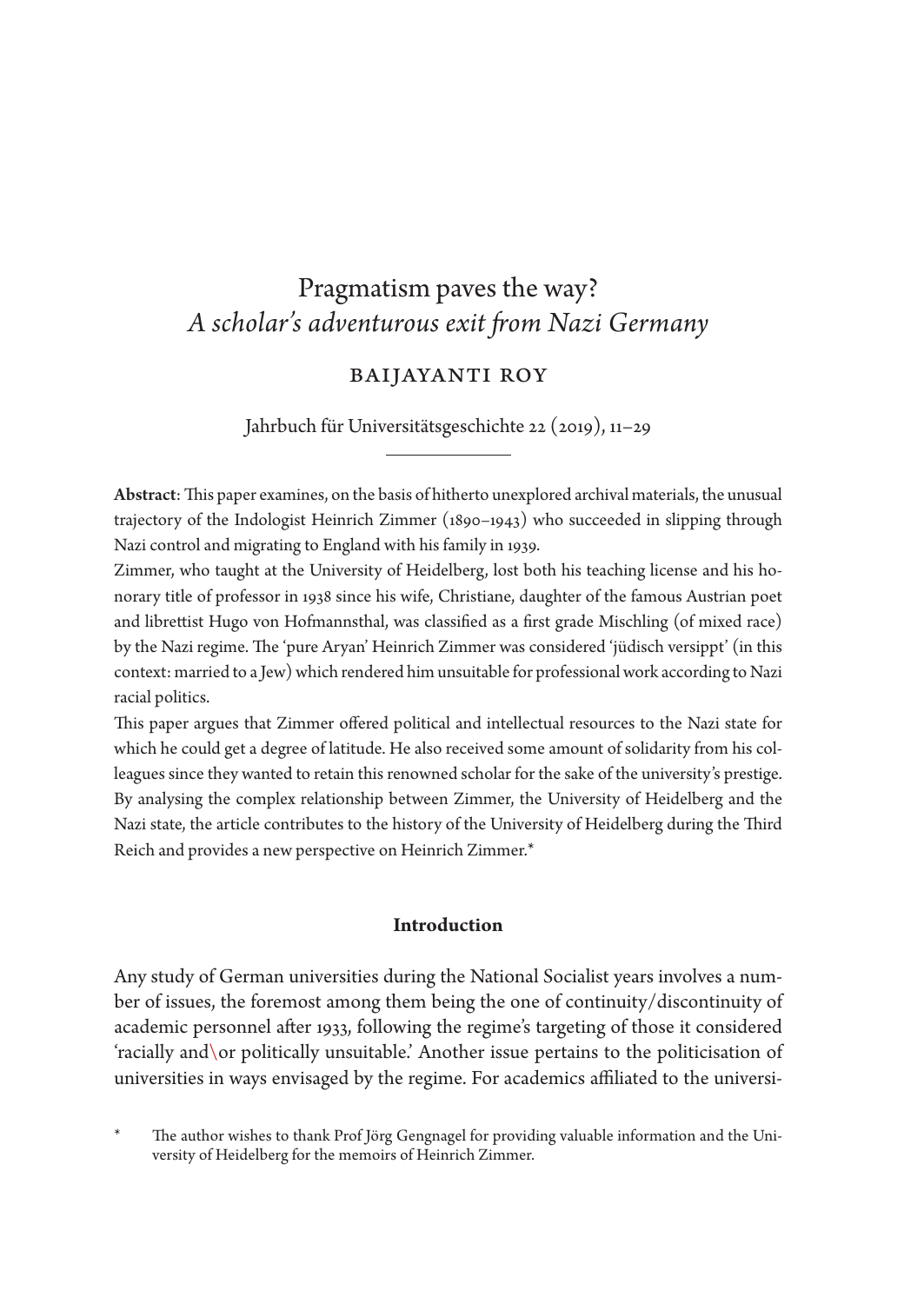# Pragmatism paves the way?
## *A scholar's adventurous exit from Nazi Germany*

### BAIJAYANTI ROY

Jahrbuch für Universitätsgeschichte 22 (2019), 11–29

---

**Abstract**: This paper examines, on the basis of hitherto unexplored archival materials, the unusual trajectory of the Indologist Heinrich Zimmer (1890–1943) who succeeded in slipping through Nazi control and migrating to England with his family in 1939.

Zimmer, who taught at the University of Heidelberg, lost both his teaching license and his honorary title of professor in 1938 since his wife, Christiane, daughter of the famous Austrian poet and librettist Hugo von Hofmannsthal, was classified as a first grade Mischling (of mixed race) by the Nazi regime. The 'pure Aryan' Heinrich Zimmer was considered 'jüdisch versippt' (in this context: married to a Jew) which rendered him unsuitable for professional work according to Nazi racial politics.

This paper argues that Zimmer offered political and intellectual resources to the Nazi state for which he could get a degree of latitude. He also received some amount of solidarity from his colleagues since they wanted to retain this renowned scholar for the sake of the university's prestige. By analysing the complex relationship between Zimmer, the University of Heidelberg and the Nazi state, the article contributes to the history of the University of Heidelberg during the Third Reich and provides a new perspective on Heinrich Zimmer.*

#### Introduction

Any study of German universities during the National Socialist years involves a number of issues, the foremost among them being the one of continuity/discontinuity of academic personnel after 1933, following the regime's targeting of those it considered 'racially and\or politically unsuitable.' Another issue pertains to the politicisation of universities in ways envisaged by the regime. For academics affiliated to the universi-

\* The author wishes to thank Prof Jörg Gengnagel for providing valuable information and the University of Heidelberg for the memoirs of Heinrich Zimmer.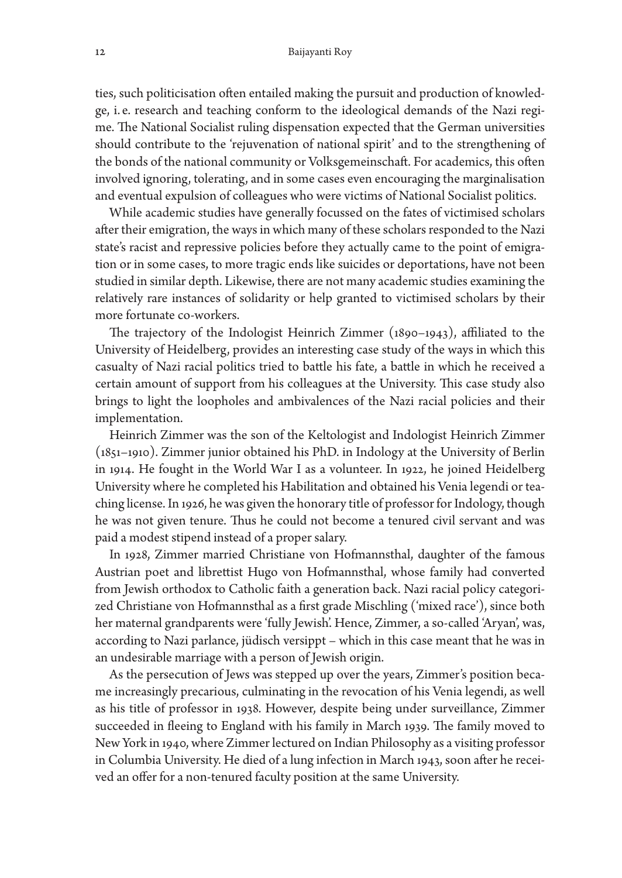ties, such politicisation often entailed making the pursuit and production of knowledge, i. e. research and teaching conform to the ideological demands of the Nazi regime. The National Socialist ruling dispensation expected that the German universities should contribute to the 'rejuvenation of national spirit' and to the strengthening of the bonds of the national community or Volksgemeinschaft. For academics, this often involved ignoring, tolerating, and in some cases even encouraging the marginalisation and eventual expulsion of colleagues who were victims of National Socialist politics.

While academic studies have generally focussed on the fates of victimised scholars after their emigration, the ways in which many of these scholars responded to the Nazi state's racist and repressive policies before they actually came to the point of emigration or in some cases, to more tragic ends like suicides or deportations, have not been studied in similar depth. Likewise, there are not many academic studies examining the relatively rare instances of solidarity or help granted to victimised scholars by their more fortunate co-workers.

The trajectory of the Indologist Heinrich Zimmer (1890–1943), affiliated to the University of Heidelberg, provides an interesting case study of the ways in which this casualty of Nazi racial politics tried to battle his fate, a battle in which he received a certain amount of support from his colleagues at the University. This case study also brings to light the loopholes and ambivalences of the Nazi racial policies and their implementation.

Heinrich Zimmer was the son of the Keltologist and Indologist Heinrich Zimmer (1851–1910). Zimmer junior obtained his PhD. in Indology at the University of Berlin in 1914. He fought in the World War I as a volunteer. In 1922, he joined Heidelberg University where he completed his Habilitation and obtained his Venia legendi or teaching license. In 1926, he was given the honorary title of professor for Indology, though he was not given tenure. Thus he could not become a tenured civil servant and was paid a modest stipend instead of a proper salary.

In 1928, Zimmer married Christiane von Hofmannsthal, daughter of the famous Austrian poet and librettist Hugo von Hofmannsthal, whose family had converted from Jewish orthodox to Catholic faith a generation back. Nazi racial policy categorized Christiane von Hofmannsthal as a first grade Mischling ('mixed race'), since both her maternal grandparents were 'fully Jewish'. Hence, Zimmer, a so-called 'Aryan', was, according to Nazi parlance, jüdisch versippt – which in this case meant that he was in an undesirable marriage with a person of Jewish origin.

As the persecution of Jews was stepped up over the years, Zimmer's position became increasingly precarious, culminating in the revocation of his Venia legendi, as well as his title of professor in 1938. However, despite being under surveillance, Zimmer succeeded in fleeing to England with his family in March 1939. The family moved to New York in 1940, where Zimmer lectured on Indian Philosophy as a visiting professor in Columbia University. He died of a lung infection in March 1943, soon after he received an offer for a non-tenured faculty position at the same University.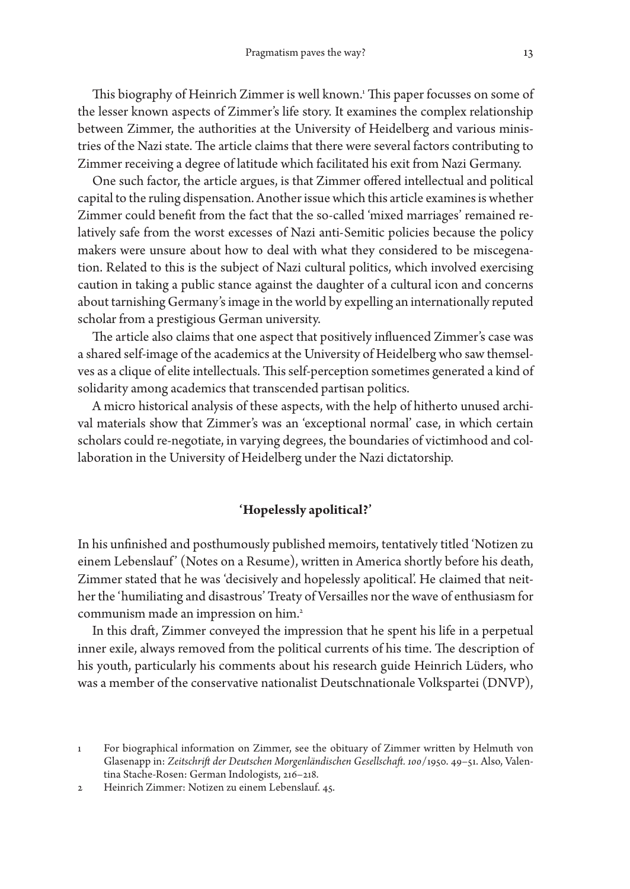This biography of Heinrich Zimmer is well known.[1] This paper focusses on some of the lesser known aspects of Zimmer's life story. It examines the complex relationship between Zimmer, the authorities at the University of Heidelberg and various ministries of the Nazi state. The article claims that there were several factors contributing to Zimmer receiving a degree of latitude which facilitated his exit from Nazi Germany.

One such factor, the article argues, is that Zimmer offered intellectual and political capital to the ruling dispensation. Another issue which this article examines is whether Zimmer could benefit from the fact that the so-called 'mixed marriages' remained relatively safe from the worst excesses of Nazi anti-Semitic policies because the policy makers were unsure about how to deal with what they considered to be miscegenation. Related to this is the subject of Nazi cultural politics, which involved exercising caution in taking a public stance against the daughter of a cultural icon and concerns about tarnishing Germany's image in the world by expelling an internationally reputed scholar from a prestigious German university.

The article also claims that one aspect that positively influenced Zimmer's case was a shared self-image of the academics at the University of Heidelberg who saw themselves as a clique of elite intellectuals. This self-perception sometimes generated a kind of solidarity among academics that transcended partisan politics.

A micro historical analysis of these aspects, with the help of hitherto unused archival materials show that Zimmer's was an 'exceptional normal' case, in which certain scholars could re-negotiate, in varying degrees, the boundaries of victimhood and collaboration in the University of Heidelberg under the Nazi dictatorship.

## 'Hopelessly apolitical?'

In his unfinished and posthumously published memoirs, tentatively titled 'Notizen zu einem Lebenslauf' (Notes on a Resume), written in America shortly before his death, Zimmer stated that he was 'decisively and hopelessly apolitical'. He claimed that neither the 'humiliating and disastrous' Treaty of Versailles nor the wave of enthusiasm for communism made an impression on him.[2]

In this draft, Zimmer conveyed the impression that he spent his life in a perpetual inner exile, always removed from the political currents of his time. The description of his youth, particularly his comments about his research guide Heinrich Lüders, who was a member of the conservative nationalist Deutschnationale Volkspartei (DNVP),

---

1 For biographical information on Zimmer, see the obituary of Zimmer written by Helmuth von Glasenapp in: *Zeitschrift der Deutschen Morgenländischen Gesellschaft. 100*/1950. 49–51. Also, Valentina Stache-Rosen: German Indologists, 216–218.

2 Heinrich Zimmer: Notizen zu einem Lebenslauf. 45.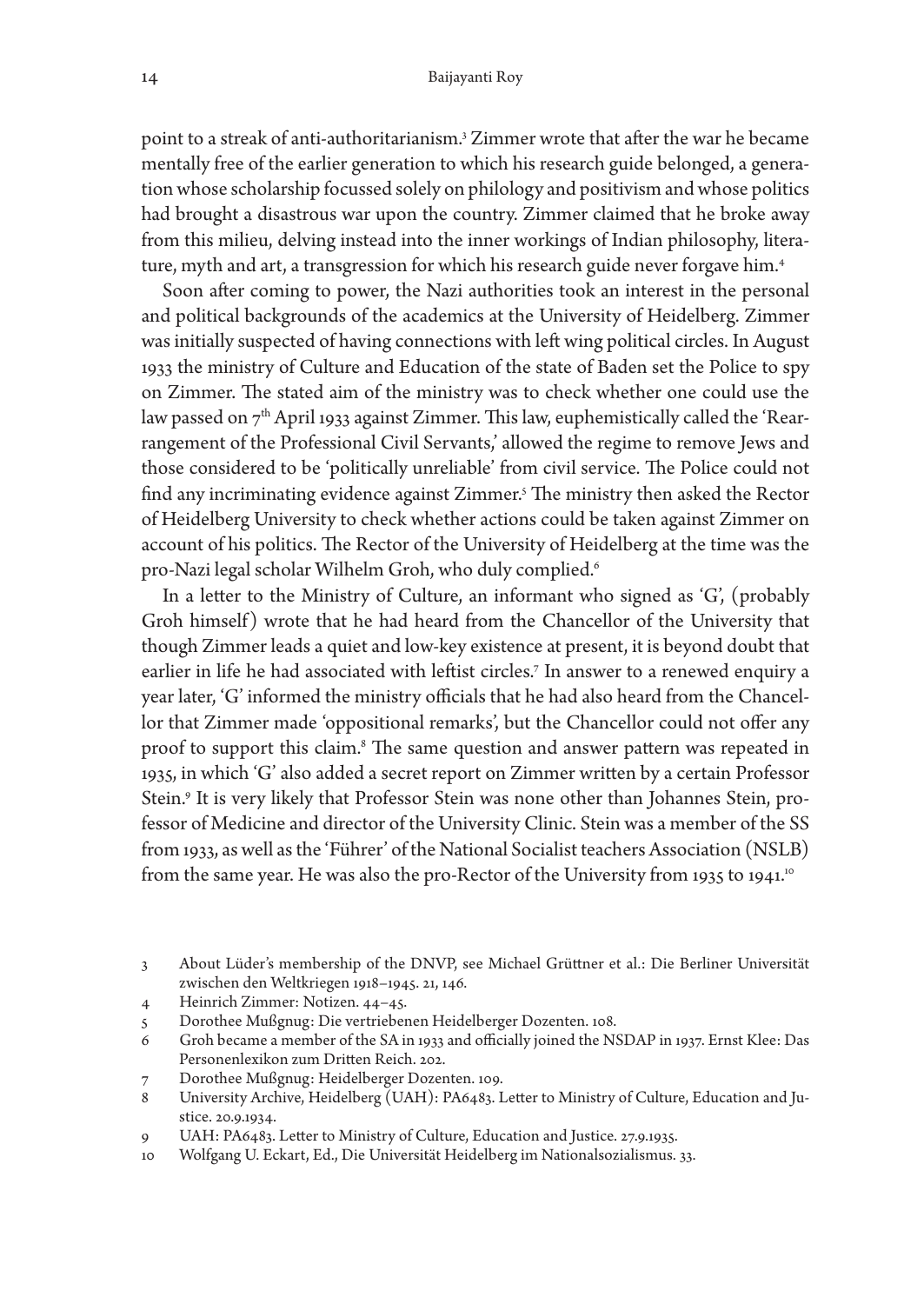point to a streak of anti-authoritarianism.[3] Zimmer wrote that after the war he became mentally free of the earlier generation to which his research guide belonged, a generation whose scholarship focussed solely on philology and positivism and whose politics had brought a disastrous war upon the country. Zimmer claimed that he broke away from this milieu, delving instead into the inner workings of Indian philosophy, literature, myth and art, a transgression for which his research guide never forgave him.[4]

Soon after coming to power, the Nazi authorities took an interest in the personal and political backgrounds of the academics at the University of Heidelberg. Zimmer was initially suspected of having connections with left wing political circles. In August 1933 the ministry of Culture and Education of the state of Baden set the Police to spy on Zimmer. The stated aim of the ministry was to check whether one could use the law passed on 7th April 1933 against Zimmer. This law, euphemistically called the 'Rearrangement of the Professional Civil Servants,' allowed the regime to remove Jews and those considered to be 'politically unreliable' from civil service. The Police could not find any incriminating evidence against Zimmer.[5] The ministry then asked the Rector of Heidelberg University to check whether actions could be taken against Zimmer on account of his politics. The Rector of the University of Heidelberg at the time was the pro-Nazi legal scholar Wilhelm Groh, who duly complied.[6]

In a letter to the Ministry of Culture, an informant who signed as 'G', (probably Groh himself) wrote that he had heard from the Chancellor of the University that though Zimmer leads a quiet and low-key existence at present, it is beyond doubt that earlier in life he had associated with leftist circles.[7] In answer to a renewed enquiry a year later, 'G' informed the ministry officials that he had also heard from the Chancellor that Zimmer made 'oppositional remarks', but the Chancellor could not offer any proof to support this claim.[8] The same question and answer pattern was repeated in 1935, in which 'G' also added a secret report on Zimmer written by a certain Professor Stein.[9] It is very likely that Professor Stein was none other than Johannes Stein, professor of Medicine and director of the University Clinic. Stein was a member of the SS from 1933, as well as the 'Führer' of the National Socialist teachers Association (NSLB) from the same year. He was also the pro-Rector of the University from 1935 to 1941.[10]

3 About Lüder's membership of the DNVP, see Michael Grüttner et al.: Die Berliner Universität zwischen den Weltkriegen 1918–1945. 21, 146.

4 Heinrich Zimmer: Notizen. 44–45.

5 Dorothee Mußgnug: Die vertriebenen Heidelberger Dozenten. 108.

6 Groh became a member of the SA in 1933 and officially joined the NSDAP in 1937. Ernst Klee: Das Personenlexikon zum Dritten Reich. 202.

7 Dorothee Mußgnug: Heidelberger Dozenten. 109.

8 University Archive, Heidelberg (UAH): PA6483. Letter to Ministry of Culture, Education and Justice. 20.9.1934.

9 UAH: PA6483. Letter to Ministry of Culture, Education and Justice. 27.9.1935.

10 Wolfgang U. Eckart, Ed., Die Universität Heidelberg im Nationalsozialismus. 33.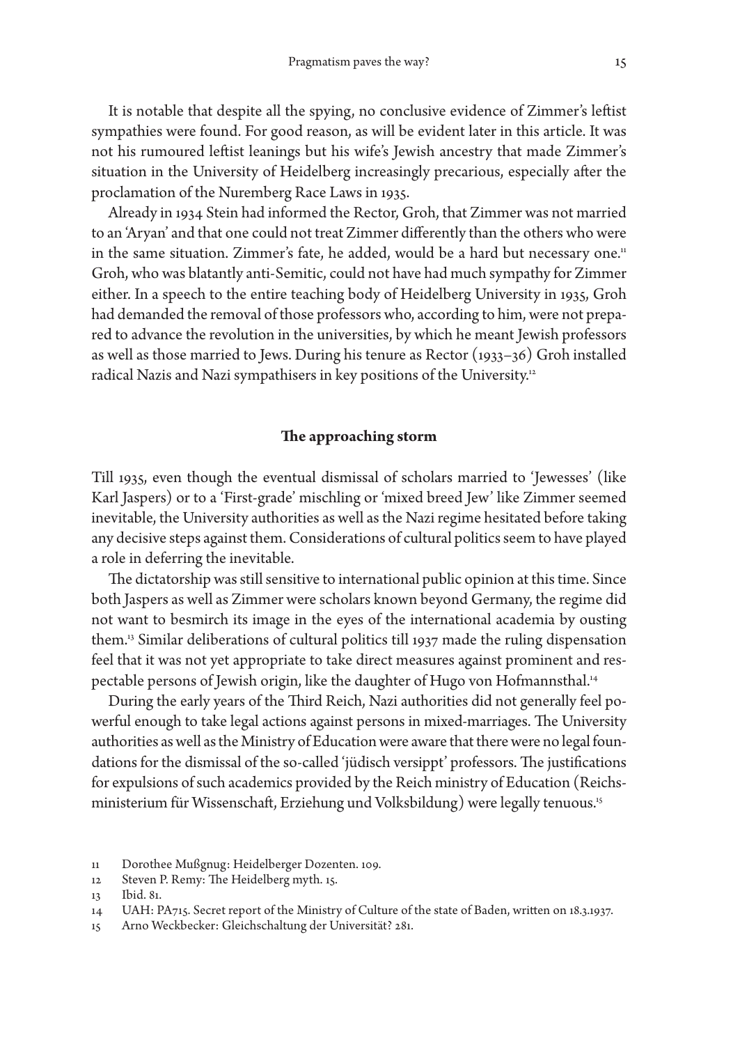It is notable that despite all the spying, no conclusive evidence of Zimmer's leftist sympathies were found. For good reason, as will be evident later in this article. It was not his rumoured leftist leanings but his wife's Jewish ancestry that made Zimmer's situation in the University of Heidelberg increasingly precarious, especially after the proclamation of the Nuremberg Race Laws in 1935.

Already in 1934 Stein had informed the Rector, Groh, that Zimmer was not married to an 'Aryan' and that one could not treat Zimmer differently than the others who were in the same situation. Zimmer's fate, he added, would be a hard but necessary one.[11] Groh, who was blatantly anti-Semitic, could not have had much sympathy for Zimmer either. In a speech to the entire teaching body of Heidelberg University in 1935, Groh had demanded the removal of those professors who, according to him, were not prepared to advance the revolution in the universities, by which he meant Jewish professors as well as those married to Jews. During his tenure as Rector (1933–36) Groh installed radical Nazis and Nazi sympathisers in key positions of the University.[12]

## The approaching storm

Till 1935, even though the eventual dismissal of scholars married to 'Jewesses' (like Karl Jaspers) or to a 'First-grade' mischling or 'mixed breed Jew' like Zimmer seemed inevitable, the University authorities as well as the Nazi regime hesitated before taking any decisive steps against them. Considerations of cultural politics seem to have played a role in deferring the inevitable.

The dictatorship was still sensitive to international public opinion at this time. Since both Jaspers as well as Zimmer were scholars known beyond Germany, the regime did not want to besmirch its image in the eyes of the international academia by ousting them.[13] Similar deliberations of cultural politics till 1937 made the ruling dispensation feel that it was not yet appropriate to take direct measures against prominent and respectable persons of Jewish origin, like the daughter of Hugo von Hofmannsthal.[14]

During the early years of the Third Reich, Nazi authorities did not generally feel powerful enough to take legal actions against persons in mixed-marriages. The University authorities as well as the Ministry of Education were aware that there were no legal foundations for the dismissal of the so-called 'jüdisch versippt' professors. The justifications for expulsions of such academics provided by the Reich ministry of Education (Reichsministerium für Wissenschaft, Erziehung und Volksbildung) were legally tenuous.[15]

11 Dorothee Mußgnug: Heidelberger Dozenten. 109.

12 Steven P. Remy: The Heidelberg myth. 15.

13 Ibid. 81.

14 UAH: PA715. Secret report of the Ministry of Culture of the state of Baden, written on 18.3.1937.

15 Arno Weckbecker: Gleichschaltung der Universität? 281.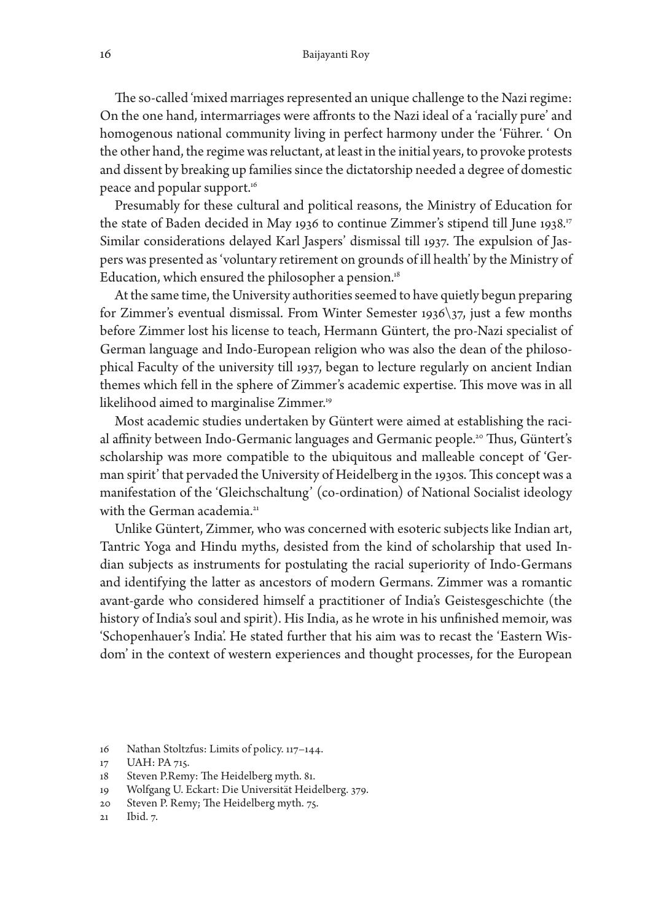The so-called 'mixed marriages represented an unique challenge to the Nazi regime: On the one hand, intermarriages were affronts to the Nazi ideal of a 'racially pure' and homogenous national community living in perfect harmony under the 'Führer. ' On the other hand, the regime was reluctant, at least in the initial years, to provoke protests and dissent by breaking up families since the dictatorship needed a degree of domestic peace and popular support.[16]

Presumably for these cultural and political reasons, the Ministry of Education for the state of Baden decided in May 1936 to continue Zimmer's stipend till June 1938.[17] Similar considerations delayed Karl Jaspers' dismissal till 1937. The expulsion of Jaspers was presented as 'voluntary retirement on grounds of ill health' by the Ministry of Education, which ensured the philosopher a pension.[18]

At the same time, the University authorities seemed to have quietly begun preparing for Zimmer's eventual dismissal. From Winter Semester 1936\37, just a few months before Zimmer lost his license to teach, Hermann Güntert, the pro-Nazi specialist of German language and Indo-European religion who was also the dean of the philosophical Faculty of the university till 1937, began to lecture regularly on ancient Indian themes which fell in the sphere of Zimmer's academic expertise. This move was in all likelihood aimed to marginalise Zimmer.[19]

Most academic studies undertaken by Güntert were aimed at establishing the racial affinity between Indo-Germanic languages and Germanic people.[20] Thus, Güntert's scholarship was more compatible to the ubiquitous and malleable concept of 'German spirit' that pervaded the University of Heidelberg in the 1930s. This concept was a manifestation of the 'Gleichschaltung' (co-ordination) of National Socialist ideology with the German academia.[21]

Unlike Güntert, Zimmer, who was concerned with esoteric subjects like Indian art, Tantric Yoga and Hindu myths, desisted from the kind of scholarship that used Indian subjects as instruments for postulating the racial superiority of Indo-Germans and identifying the latter as ancestors of modern Germans. Zimmer was a romantic avant-garde who considered himself a practitioner of India's Geistesgeschichte (the history of India's soul and spirit). His India, as he wrote in his unfinished memoir, was 'Schopenhauer's India'. He stated further that his aim was to recast the 'Eastern Wisdom' in the context of western experiences and thought processes, for the European

16 Nathan Stoltzfus: Limits of policy. 117–144.

17 UAH: PA 715.

18 Steven P.Remy: The Heidelberg myth. 81.

19 Wolfgang U. Eckart: Die Universität Heidelberg. 379.

20 Steven P. Remy; The Heidelberg myth. 75.

21 Ibid. 7.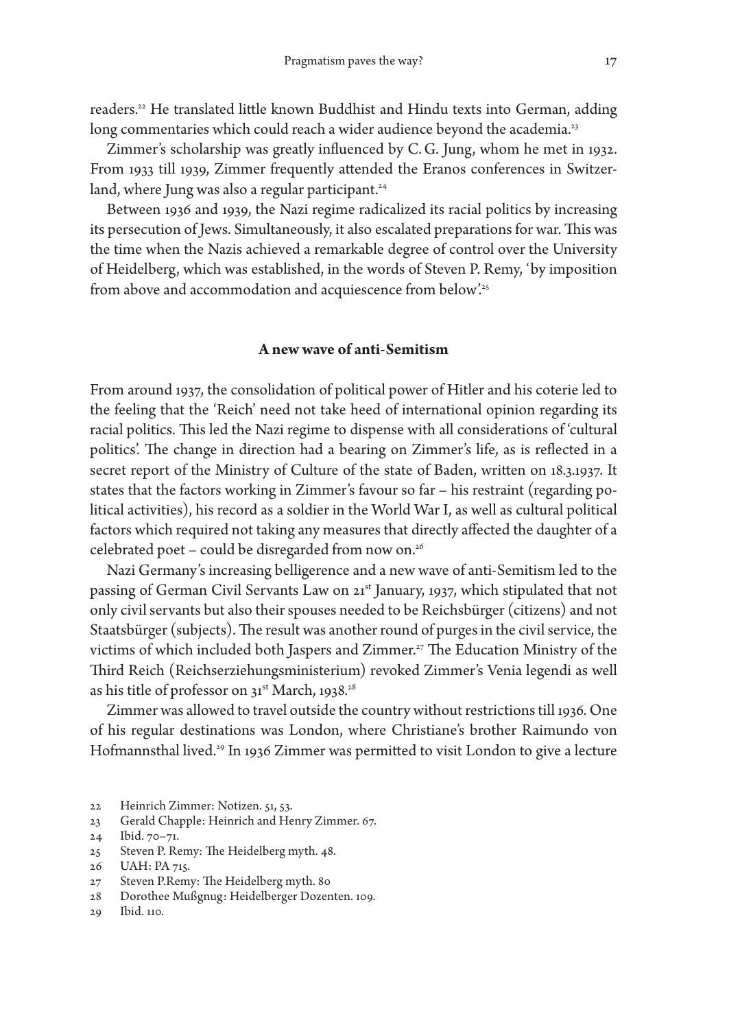readers.[22] He translated little known Buddhist and Hindu texts into German, adding long commentaries which could reach a wider audience beyond the academia.[23]

Zimmer's scholarship was greatly influenced by C. G. Jung, whom he met in 1932. From 1933 till 1939, Zimmer frequently attended the Eranos conferences in Switzerland, where Jung was also a regular participant.[24]

Between 1936 and 1939, the Nazi regime radicalized its racial politics by increasing its persecution of Jews. Simultaneously, it also escalated preparations for war. This was the time when the Nazis achieved a remarkable degree of control over the University of Heidelberg, which was established, in the words of Steven P. Remy, 'by imposition from above and accommodation and acquiescence from below'.[25]

## A new wave of anti-Semitism

From around 1937, the consolidation of political power of Hitler and his coterie led to the feeling that the 'Reich' need not take heed of international opinion regarding its racial politics. This led the Nazi regime to dispense with all considerations of 'cultural politics'. The change in direction had a bearing on Zimmer's life, as is reflected in a secret report of the Ministry of Culture of the state of Baden, written on 18.3.1937. It states that the factors working in Zimmer's favour so far – his restraint (regarding political activities), his record as a soldier in the World War I, as well as cultural political factors which required not taking any measures that directly affected the daughter of a celebrated poet – could be disregarded from now on.[26]

Nazi Germany's increasing belligerence and a new wave of anti-Semitism led to the passing of German Civil Servants Law on 21st January, 1937, which stipulated that not only civil servants but also their spouses needed to be Reichsbürger (citizens) and not Staatsbürger (subjects). The result was another round of purges in the civil service, the victims of which included both Jaspers and Zimmer.[27] The Education Ministry of the Third Reich (Reichserziehungsministerium) revoked Zimmer's Venia legendi as well as his title of professor on 31st March, 1938.[28]

Zimmer was allowed to travel outside the country without restrictions till 1936. One of his regular destinations was London, where Christiane's brother Raimundo von Hofmannsthal lived.[29] In 1936 Zimmer was permitted to visit London to give a lecture

22 Heinrich Zimmer: Notizen. 51, 53.
23 Gerald Chapple: Heinrich and Henry Zimmer. 67.
24 Ibid. 70–71.
25 Steven P. Remy: The Heidelberg myth. 48.
26 UAH: PA 715.
27 Steven P.Remy: The Heidelberg myth. 80
28 Dorothee Mußgnug: Heidelberger Dozenten. 109.
29 Ibid. 110.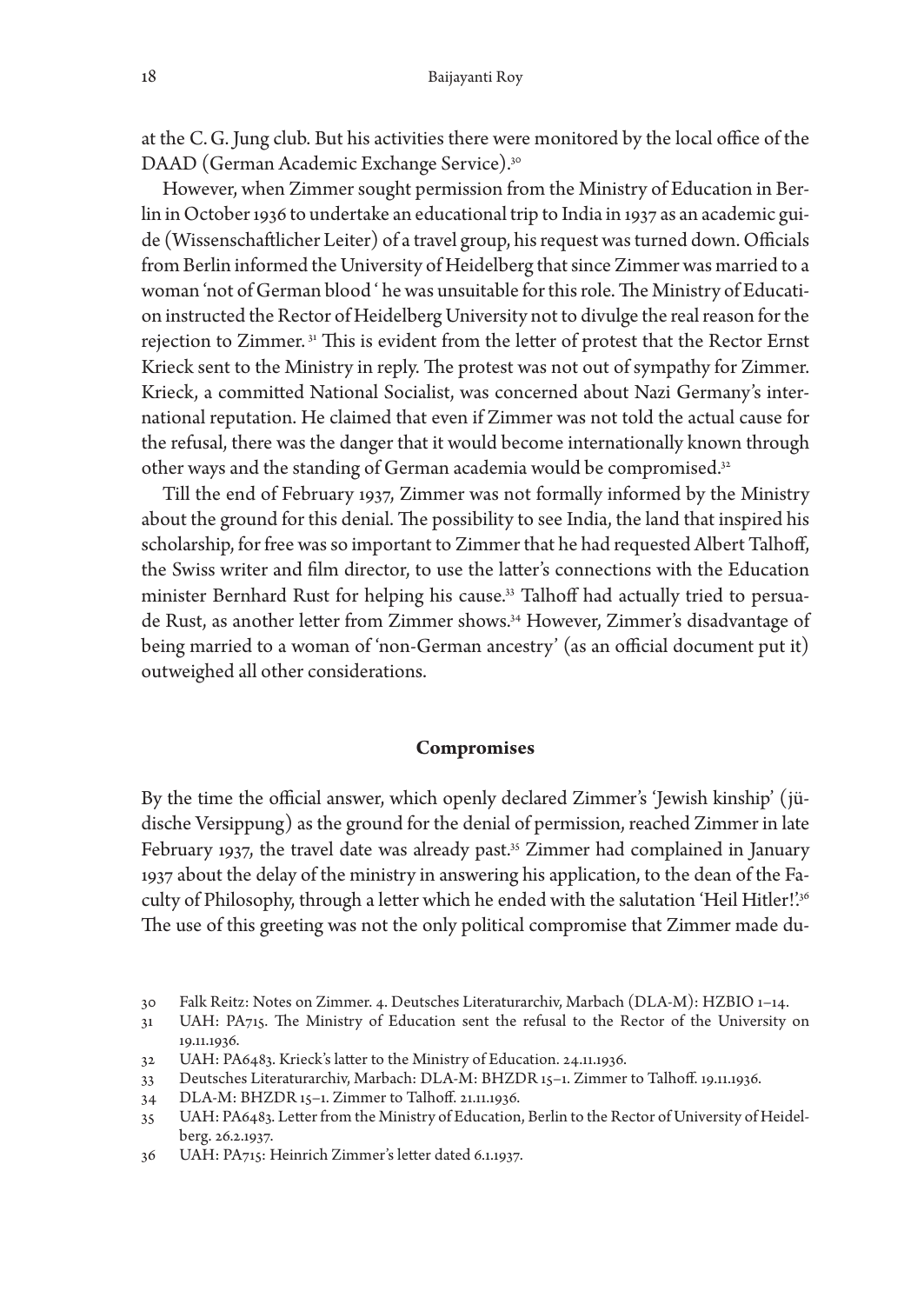at the C. G. Jung club. But his activities there were monitored by the local office of the DAAD (German Academic Exchange Service).[30]

However, when Zimmer sought permission from the Ministry of Education in Berlin in October 1936 to undertake an educational trip to India in 1937 as an academic guide (Wissenschaftlicher Leiter) of a travel group, his request was turned down. Officials from Berlin informed the University of Heidelberg that since Zimmer was married to a woman 'not of German blood ' he was unsuitable for this role. The Ministry of Education instructed the Rector of Heidelberg University not to divulge the real reason for the rejection to Zimmer. [31] This is evident from the letter of protest that the Rector Ernst Krieck sent to the Ministry in reply. The protest was not out of sympathy for Zimmer. Krieck, a committed National Socialist, was concerned about Nazi Germany's international reputation. He claimed that even if Zimmer was not told the actual cause for the refusal, there was the danger that it would become internationally known through other ways and the standing of German academia would be compromised.[32]

Till the end of February 1937, Zimmer was not formally informed by the Ministry about the ground for this denial. The possibility to see India, the land that inspired his scholarship, for free was so important to Zimmer that he had requested Albert Talhoff, the Swiss writer and film director, to use the latter's connections with the Education minister Bernhard Rust for helping his cause.[33] Talhoff had actually tried to persuade Rust, as another letter from Zimmer shows.[34] However, Zimmer's disadvantage of being married to a woman of 'non-German ancestry' (as an official document put it) outweighed all other considerations.

## Compromises

By the time the official answer, which openly declared Zimmer's 'Jewish kinship' (jüdische Versippung) as the ground for the denial of permission, reached Zimmer in late February 1937, the travel date was already past.[35] Zimmer had complained in January 1937 about the delay of the ministry in answering his application, to the dean of the Faculty of Philosophy, through a letter which he ended with the salutation 'Heil Hitler!'.[36] The use of this greeting was not the only political compromise that Zimmer made du-

30 Falk Reitz: Notes on Zimmer. 4. Deutsches Literaturarchiv, Marbach (DLA-M): HZBIO 1–14.

31 UAH: PA715. The Ministry of Education sent the refusal to the Rector of the University on 19.11.1936.

32 UAH: PA6483. Krieck's latter to the Ministry of Education. 24.11.1936.

33 Deutsches Literaturarchiv, Marbach: DLA-M: BHZDR 15–1. Zimmer to Talhoff. 19.11.1936.

34 DLA-M: BHZDR 15–1. Zimmer to Talhoff. 21.11.1936.

35 UAH: PA6483. Letter from the Ministry of Education, Berlin to the Rector of University of Heidelberg. 26.2.1937.

36 UAH: PA715: Heinrich Zimmer's letter dated 6.1.1937.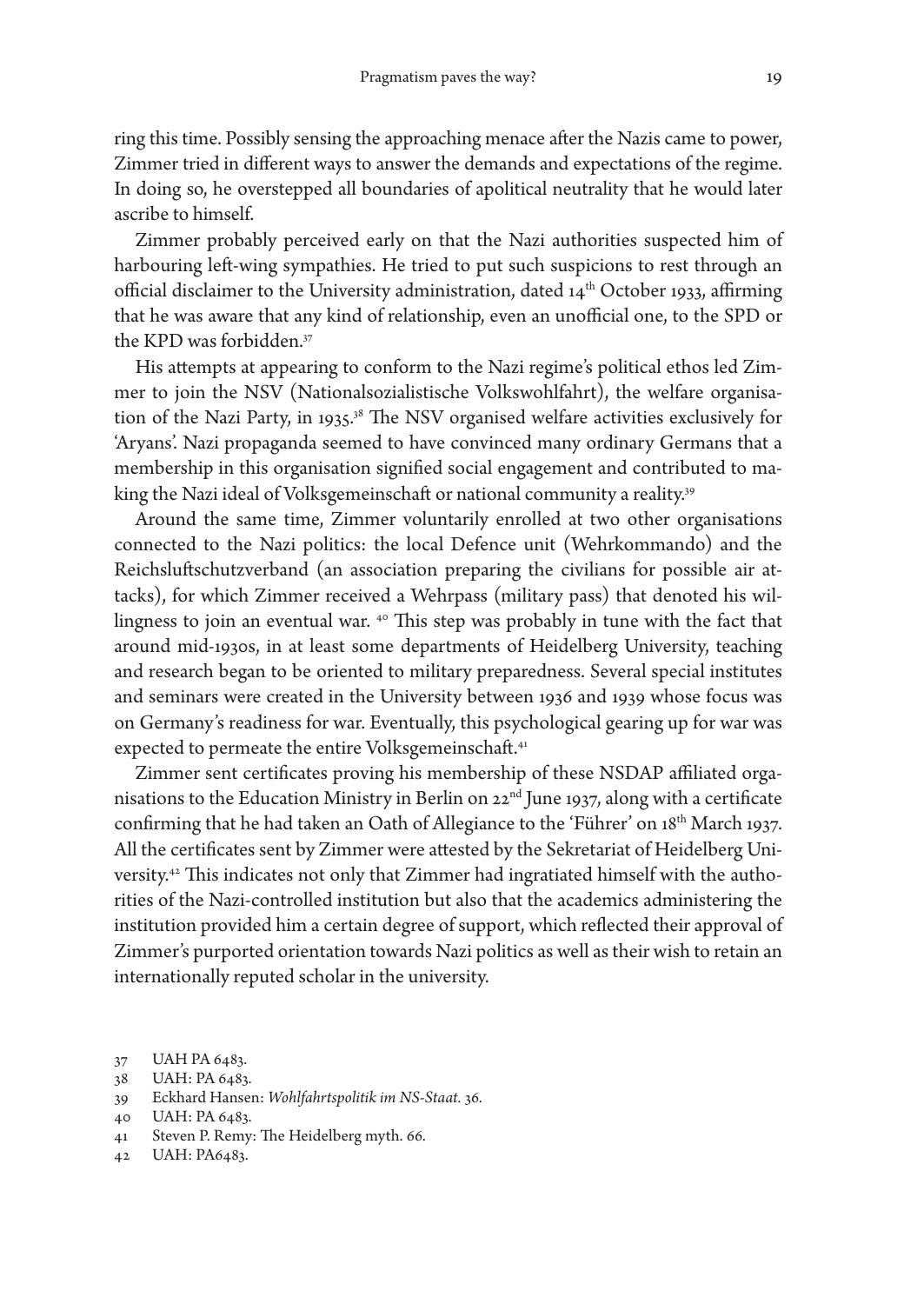ring this time. Possibly sensing the approaching menace after the Nazis came to power, Zimmer tried in different ways to answer the demands and expectations of the regime. In doing so, he overstepped all boundaries of apolitical neutrality that he would later ascribe to himself.

Zimmer probably perceived early on that the Nazi authorities suspected him of harbouring left-wing sympathies. He tried to put such suspicions to rest through an official disclaimer to the University administration, dated 14th October 1933, affirming that he was aware that any kind of relationship, even an unofficial one, to the SPD or the KPD was forbidden.[37]

His attempts at appearing to conform to the Nazi regime's political ethos led Zimmer to join the NSV (Nationalsozialistische Volkswohlfahrt), the welfare organisation of the Nazi Party, in 1935.[38] The NSV organised welfare activities exclusively for 'Aryans'. Nazi propaganda seemed to have convinced many ordinary Germans that a membership in this organisation signified social engagement and contributed to making the Nazi ideal of Volksgemeinschaft or national community a reality.[39]

Around the same time, Zimmer voluntarily enrolled at two other organisations connected to the Nazi politics: the local Defence unit (Wehrkommando) and the Reichsluftschutzverband (an association preparing the civilians for possible air attacks), for which Zimmer received a Wehrpass (military pass) that denoted his willingness to join an eventual war. [40] This step was probably in tune with the fact that around mid-1930s, in at least some departments of Heidelberg University, teaching and research began to be oriented to military preparedness. Several special institutes and seminars were created in the University between 1936 and 1939 whose focus was on Germany's readiness for war. Eventually, this psychological gearing up for war was expected to permeate the entire Volksgemeinschaft.[41]

Zimmer sent certificates proving his membership of these NSDAP affiliated organisations to the Education Ministry in Berlin on 22nd June 1937, along with a certificate confirming that he had taken an Oath of Allegiance to the 'Führer' on 18th March 1937. All the certificates sent by Zimmer were attested by the Sekretariat of Heidelberg University.[42] This indicates not only that Zimmer had ingratiated himself with the authorities of the Nazi-controlled institution but also that the academics administering the institution provided him a certain degree of support, which reflected their approval of Zimmer's purported orientation towards Nazi politics as well as their wish to retain an internationally reputed scholar in the university.

37 UAH PA 6483.

38 UAH: PA 6483.

39 Eckhard Hansen: *Wohlfahrtspolitik im NS-Staat.* 36.

40 UAH: PA 6483.

41 Steven P. Remy: The Heidelberg myth. 66.

42 UAH: PA6483.